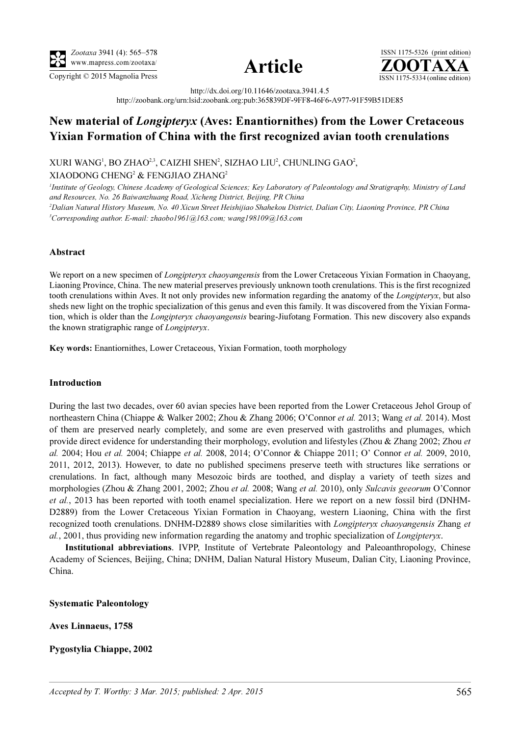http://dx.doi.org/10.11646/zootaxa.3941.4.5

http://zoobank.org/urn:lsid:zoobank.org:pub:365839DF-9FF8-46F6-A977-91F59B51DE85

# New material of *Longipteryx* (Aves: Enantiornithes) from the Lower Cretaceous Yixian Formation of China with the first recognized avian tooth crenulations

XURI WANG[1], BO ZHAO[2,3], CAIZHI SHEN[2], SIZHAO LIU[2], CHUNLING GAO[2], XIAODONG CHENG[2] & FENGJIAO ZHANG[2]

[1]*Institute of Geology, Chinese Academy of Geological Sciences; Key Laboratory of Paleontology and Stratigraphy, Ministry of Land and Resources, No. 26 Baiwanzhuang Road, Xicheng District, Beijing, PR China*

[2]*Dalian Natural History Museum, No. 40 Xicun Street Heishijiao Shahekou District, Dalian City, Liaoning Province, PR China*

[3]*Corresponding author. E-mail: zhaobo1961@163.com; wang198109@163.com*

## Abstract

We report on a new specimen of *Longipteryx chaoyangensis* from the Lower Cretaceous Yixian Formation in Chaoyang, Liaoning Province, China. The new material preserves previously unknown tooth crenulations. This is the first recognized tooth crenulations within Aves. It not only provides new information regarding the anatomy of the *Longipteryx*, but also sheds new light on the trophic specialization of this genus and even this family. It was discovered from the Yixian Formation, which is older than the *Longipteryx chaoyangensis* bearing-Jiufotang Formation. This new discovery also expands the known stratigraphic range of *Longipteryx*.

**Key words:** Enantiornithes, Lower Cretaceous, Yixian Formation, tooth morphology

## Introduction

During the last two decades, over 60 avian species have been reported from the Lower Cretaceous Jehol Group of northeastern China (Chiappe & Walker 2002; Zhou & Zhang 2006; O'Connor *et al.* 2013; Wang *et al.* 2014). Most of them are preserved nearly completely, and some are even preserved with gastroliths and plumages, which provide direct evidence for understanding their morphology, evolution and lifestyles (Zhou & Zhang 2002; Zhou *et al.* 2004; Hou *et al.* 2004; Chiappe *et al.* 2008, 2014; O'Connor & Chiappe 2011; O' Connor *et al.* 2009, 2010, 2011, 2012, 2013). However, to date no published specimens preserve teeth with structures like serrations or crenulations. In fact, although many Mesozoic birds are toothed, and display a variety of teeth sizes and morphologies (Zhou & Zhang 2001, 2002; Zhou *et al.* 2008; Wang *et al.* 2010), only *Sulcavis geeorum* O'Connor *et al.*, 2013 has been reported with tooth enamel specialization. Here we report on a new fossil bird (DNHM-D2889) from the Lower Cretaceous Yixian Formation in Chaoyang, western Liaoning, China with the first recognized tooth crenulations. DNHM-D2889 shows close similarities with *Longipteryx chaoyangensis* Zhang *et al.*, 2001, thus providing new information regarding the anatomy and trophic specialization of *Longipteryx*.

**Institutional abbreviations**. IVPP, Institute of Vertebrate Paleontology and Paleoanthropology, Chinese Academy of Sciences, Beijing, China; DNHM, Dalian Natural History Museum, Dalian City, Liaoning Province, China.

## Systematic Paleontology

**Aves Linnaeus, 1758**

**Pygostylia Chiappe, 2002**

*Accepted by T. Worthy: 3 Mar. 2015; published: 2 Apr. 2015*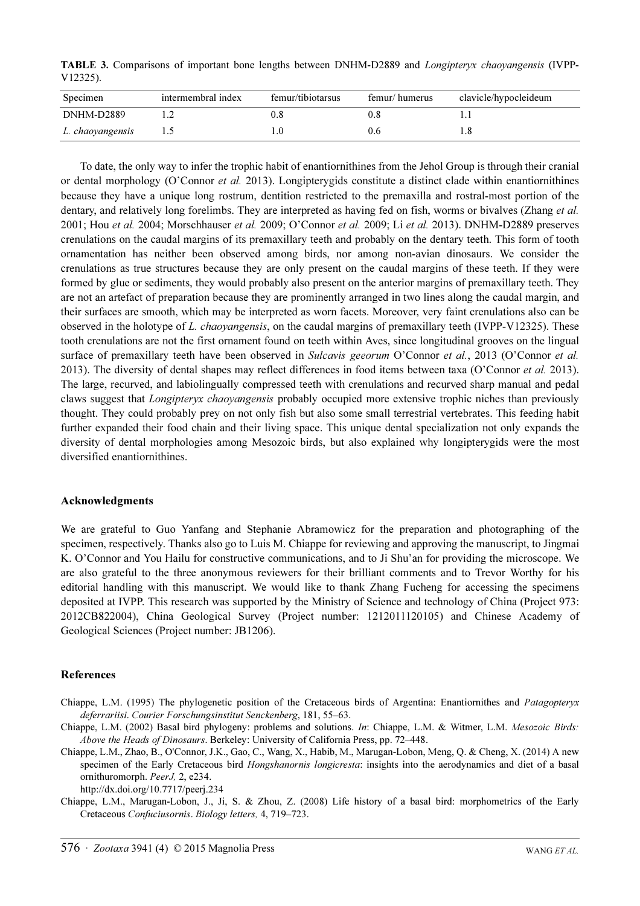**TABLE 3.** Comparisons of important bone lengths between DNHM-D2889 and *Longipteryx chaoyangensis* (IVPP-V12325).

| Specimen | intermembral index | femur/tibiotarsus | femur/ humerus | clavicle/hypocleideum |
|---|---|---|---|---|
| DNHM-D2889 | 1.2 | 0.8 | 0.8 | 1.1 |
| *L. chaoyangensis* | 1.5 | 1.0 | 0.6 | 1.8 |

To date, the only way to infer the trophic habit of enantiornithines from the Jehol Group is through their cranial or dental morphology (O'Connor *et al.* 2013). Longipterygids constitute a distinct clade within enantiornithines because they have a unique long rostrum, dentition restricted to the premaxilla and rostral-most portion of the dentary, and relatively long forelimbs. They are interpreted as having fed on fish, worms or bivalves (Zhang *et al.* 2001; Hou *et al.* 2004; Morschhauser *et al.* 2009; O'Connor *et al.* 2009; Li *et al.* 2013). DNHM-D2889 preserves crenulations on the caudal margins of its premaxillary teeth and probably on the dentary teeth. This form of tooth ornamentation has neither been observed among birds, nor among non-avian dinosaurs. We consider the crenulations as true structures because they are only present on the caudal margins of these teeth. If they were formed by glue or sediments, they would probably also present on the anterior margins of premaxillary teeth. They are not an artefact of preparation because they are prominently arranged in two lines along the caudal margin, and their surfaces are smooth, which may be interpreted as worn facets. Moreover, very faint crenulations also can be observed in the holotype of *L. chaoyangensis*, on the caudal margins of premaxillary teeth (IVPP-V12325). These tooth crenulations are not the first ornament found on teeth within Aves, since longitudinal grooves on the lingual surface of premaxillary teeth have been observed in *Sulcavis geeorum* O'Connor *et al.*, 2013 (O'Connor *et al.* 2013). The diversity of dental shapes may reflect differences in food items between taxa (O'Connor *et al.* 2013). The large, recurved, and labiolingually compressed teeth with crenulations and recurved sharp manual and pedal claws suggest that *Longipteryx chaoyangensis* probably occupied more extensive trophic niches than previously thought. They could probably prey on not only fish but also some small terrestrial vertebrates. This feeding habit further expanded their food chain and their living space. This unique dental specialization not only expands the diversity of dental morphologies among Mesozoic birds, but also explained why longipterygids were the most diversified enantiornithines.

## Acknowledgments

We are grateful to Guo Yanfang and Stephanie Abramowicz for the preparation and photographing of the specimen, respectively. Thanks also go to Luis M. Chiappe for reviewing and approving the manuscript, to Jingmai K. O'Connor and You Hailu for constructive communications, and to Ji Shu'an for providing the microscope. We are also grateful to the three anonymous reviewers for their brilliant comments and to Trevor Worthy for his editorial handling with this manuscript. We would like to thank Zhang Fucheng for accessing the specimens deposited at IVPP. This research was supported by the Ministry of Science and technology of China (Project 973: 2012CB822004), China Geological Survey (Project number: 1212011120105) and Chinese Academy of Geological Sciences (Project number: JB1206).

## References

Chiappe, L.M. (1995) The phylogenetic position of the Cretaceous birds of Argentina: Enantiornithes and *Patagopteryx deferrariisi*. *Courier Forschungsinstitut Senckenberg*, 181, 55–63.

Chiappe, L.M. (2002) Basal bird phylogeny: problems and solutions. *In*: Chiappe, L.M. & Witmer, L.M. *Mesozoic Birds: Above the Heads of Dinosaurs*. Berkeley: University of California Press, pp. 72–448.

Chiappe, L.M., Zhao, B., O'Connor, J.K., Gao, C., Wang, X., Habib, M., Marugan-Lobon, Meng, Q. & Cheng, X. (2014) A new specimen of the Early Cretaceous bird *Hongshanornis longicresta*: insights into the aerodynamics and diet of a basal ornithuromorph. *PeerJ,* 2, e234.
http://dx.doi.org/10.7717/peerj.234

Chiappe, L.M., Marugan-Lobon, J., Ji, S. & Zhou, Z. (2008) Life history of a basal bird: morphometrics of the Early Cretaceous *Confuciusornis*. *Biology letters,* 4, 719–723.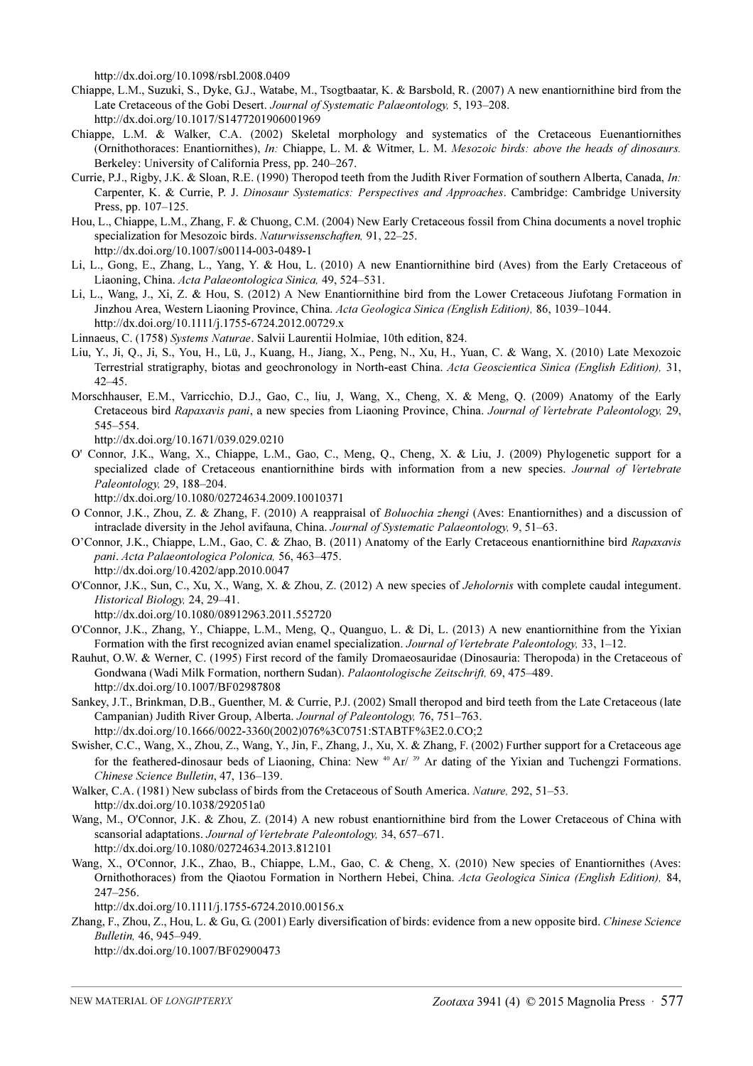http://dx.doi.org/10.1098/rsbl.2008.0409

Chiappe, L.M., Suzuki, S., Dyke, G.J., Watabe, M., Tsogtbaatar, K. & Barsbold, R. (2007) A new enantiornithine bird from the Late Cretaceous of the Gobi Desert. *Journal of Systematic Palaeontology,* 5, 193–208.
http://dx.doi.org/10.1017/S1477201906001969

Chiappe, L.M. & Walker, C.A. (2002) Skeletal morphology and systematics of the Cretaceous Euenantiornithes (Ornithothoraces: Enantiornithes), *In:* Chiappe, L. M. & Witmer, L. M. *Mesozoic birds: above the heads of dinosaurs.* Berkeley: University of California Press, pp. 240–267.

Currie, P.J., Rigby, J.K. & Sloan, R.E. (1990) Theropod teeth from the Judith River Formation of southern Alberta, Canada, *In:* Carpenter, K. & Currie, P. J. *Dinosaur Systematics: Perspectives and Approaches*. Cambridge: Cambridge University Press, pp. 107–125.

Hou, L., Chiappe, L.M., Zhang, F. & Chuong, C.M. (2004) New Early Cretaceous fossil from China documents a novel trophic specialization for Mesozoic birds. *Naturwissenschaften,* 91, 22–25.
http://dx.doi.org/10.1007/s00114-003-0489-1

Li, L., Gong, E., Zhang, L., Yang, Y. & Hou, L. (2010) A new Enantiornithine bird (Aves) from the Early Cretaceous of Liaoning, China. *Acta Palaeontologica Sinica,* 49, 524–531.

Li, L., Wang, J., Xi, Z. & Hou, S. (2012) A New Enantiornithine bird from the Lower Cretaceous Jiufotang Formation in Jinzhou Area, Western Liaoning Province, China. *Acta Geologica Sinica (English Edition),* 86, 1039–1044.
http://dx.doi.org/10.1111/j.1755-6724.2012.00729.x

Linnaeus, C. (1758) *Systems Naturae*. Salvii Laurentii Holmiae, 10th edition, 824.

Liu, Y., Ji, Q., Ji, S., You, H., Lü, J., Kuang, H., Jiang, X., Peng, N., Xu, H., Yuan, C. & Wang, X. (2010) Late Mexozoic Terrestrial stratigraphy, biotas and geochronology in North-east China. *Acta Geoscientica Sinica (English Edition),* 31, 42–45.

Morschhauser, E.M., Varricchio, D.J., Gao, C., liu, J, Wang, X., Cheng, X. & Meng, Q. (2009) Anatomy of the Early Cretaceous bird *Rapaxavis pani*, a new species from Liaoning Province, China. *Journal of Vertebrate Paleontology,* 29, 545–554.
http://dx.doi.org/10.1671/039.029.0210

O' Connor, J.K., Wang, X., Chiappe, L.M., Gao, C., Meng, Q., Cheng, X. & Liu, J. (2009) Phylogenetic support for a specialized clade of Cretaceous enantiornithine birds with information from a new species. *Journal of Vertebrate Paleontology,* 29, 188–204.
http://dx.doi.org/10.1080/02724634.2009.10010371

O Connor, J.K., Zhou, Z. & Zhang, F. (2010) A reappraisal of *Boluochia zhengi* (Aves: Enantiornithes) and a discussion of intraclade diversity in the Jehol avifauna, China. *Journal of Systematic Palaeontology,* 9, 51–63.

O'Connor, J.K., Chiappe, L.M., Gao, C. & Zhao, B. (2011) Anatomy of the Early Cretaceous enantiornithine bird *Rapaxavis pani*. *Acta Palaeontologica Polonica,* 56, 463–475.
http://dx.doi.org/10.4202/app.2010.0047

O'Connor, J.K., Sun, C., Xu, X., Wang, X. & Zhou, Z. (2012) A new species of *Jeholornis* with complete caudal integument. *Historical Biology,* 24, 29–41.
http://dx.doi.org/10.1080/08912963.2011.552720

O'Connor, J.K., Zhang, Y., Chiappe, L.M., Meng, Q., Quanguo, L. & Di, L. (2013) A new enantiornithine from the Yixian Formation with the first recognized avian enamel specialization. *Journal of Vertebrate Paleontology,* 33, 1–12.

Rauhut, O.W. & Werner, C. (1995) First record of the family Dromaeosauridae (Dinosauria: Theropoda) in the Cretaceous of Gondwana (Wadi Milk Formation, northern Sudan). *Palaontologische Zeitschrift,* 69, 475–489.
http://dx.doi.org/10.1007/BF02987808

Sankey, J.T., Brinkman, D.B., Guenther, M. & Currie, P.J. (2002) Small theropod and bird teeth from the Late Cretaceous (late Campanian) Judith River Group, Alberta. *Journal of Paleontology,* 76, 751–763.
http://dx.doi.org/10.1666/0022-3360(2002)076%3C0751:STABTF%3E2.0.CO;2

Swisher, C.C., Wang, X., Zhou, Z., Wang, Y., Jin, F., Zhang, J., Xu, X. & Zhang, F. (2002) Further support for a Cretaceous age for the feathered-dinosaur beds of Liaoning, China: New $^{40}$Ar/ $^{39}$ Ar dating of the Yixian and Tuchengzi Formations. *Chinese Science Bulletin*, 47, 136–139.

Walker, C.A. (1981) New subclass of birds from the Cretaceous of South America. *Nature,* 292, 51–53.
http://dx.doi.org/10.1038/292051a0

Wang, M., O'Connor, J.K. & Zhou, Z. (2014) A new robust enantiornithine bird from the Lower Cretaceous of China with scansorial adaptations. *Journal of Vertebrate Paleontology,* 34, 657–671.
http://dx.doi.org/10.1080/02724634.2013.812101

Wang, X., O'Connor, J.K., Zhao, B., Chiappe, L.M., Gao, C. & Cheng, X. (2010) New species of Enantiornithes (Aves: Ornithothoraces) from the Qiaotou Formation in Northern Hebei, China. *Acta Geologica Sinica (English Edition),* 84, 247–256.
http://dx.doi.org/10.1111/j.1755-6724.2010.00156.x

Zhang, F., Zhou, Z., Hou, L. & Gu, G. (2001) Early diversification of birds: evidence from a new opposite bird. *Chinese Science Bulletin,* 46, 945–949.
http://dx.doi.org/10.1007/BF02900473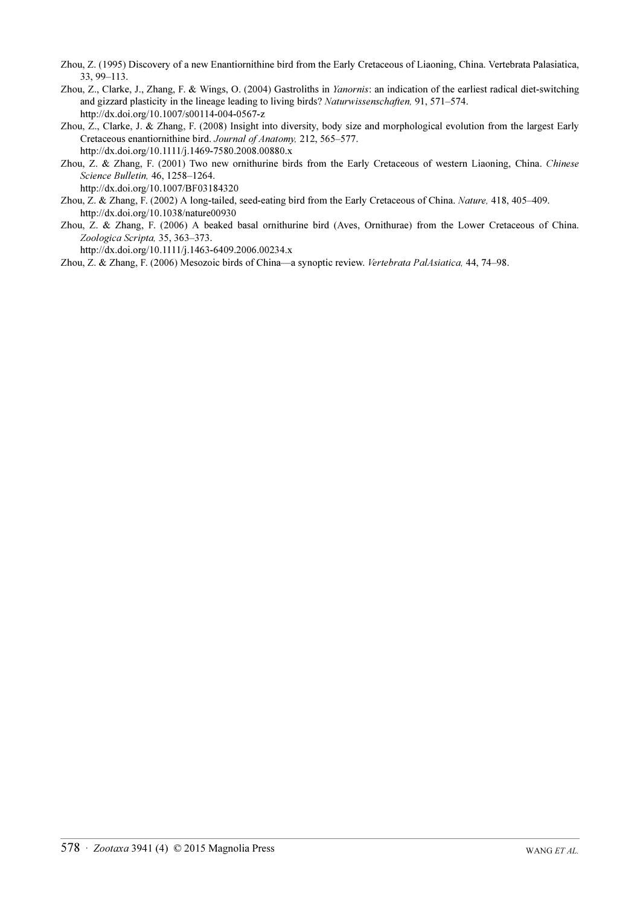Zhou, Z. (1995) Discovery of a new Enantiornithine bird from the Early Cretaceous of Liaoning, China. Vertebrata Palasiatica, 33, 99–113.

Zhou, Z., Clarke, J., Zhang, F. & Wings, O. (2004) Gastroliths in *Yanornis*: an indication of the earliest radical diet-switching and gizzard plasticity in the lineage leading to living birds? *Naturwissenschaften,* 91, 571–574. http://dx.doi.org/10.1007/s00114-004-0567-z

Zhou, Z., Clarke, J. & Zhang, F. (2008) Insight into diversity, body size and morphological evolution from the largest Early Cretaceous enantiornithine bird. *Journal of Anatomy,* 212, 565–577. http://dx.doi.org/10.1111/j.1469-7580.2008.00880.x

Zhou, Z. & Zhang, F. (2001) Two new ornithurine birds from the Early Cretaceous of western Liaoning, China. *Chinese Science Bulletin,* 46, 1258–1264. http://dx.doi.org/10.1007/BF03184320

Zhou, Z. & Zhang, F. (2002) A long-tailed, seed-eating bird from the Early Cretaceous of China. *Nature,* 418, 405–409. http://dx.doi.org/10.1038/nature00930

Zhou, Z. & Zhang, F. (2006) A beaked basal ornithurine bird (Aves, Ornithurae) from the Lower Cretaceous of China. *Zoologica Scripta,* 35, 363–373. http://dx.doi.org/10.1111/j.1463-6409.2006.00234.x

Zhou, Z. & Zhang, F. (2006) Mesozoic birds of China—a synoptic review. *Vertebrata PalAsiatica,* 44, 74–98.